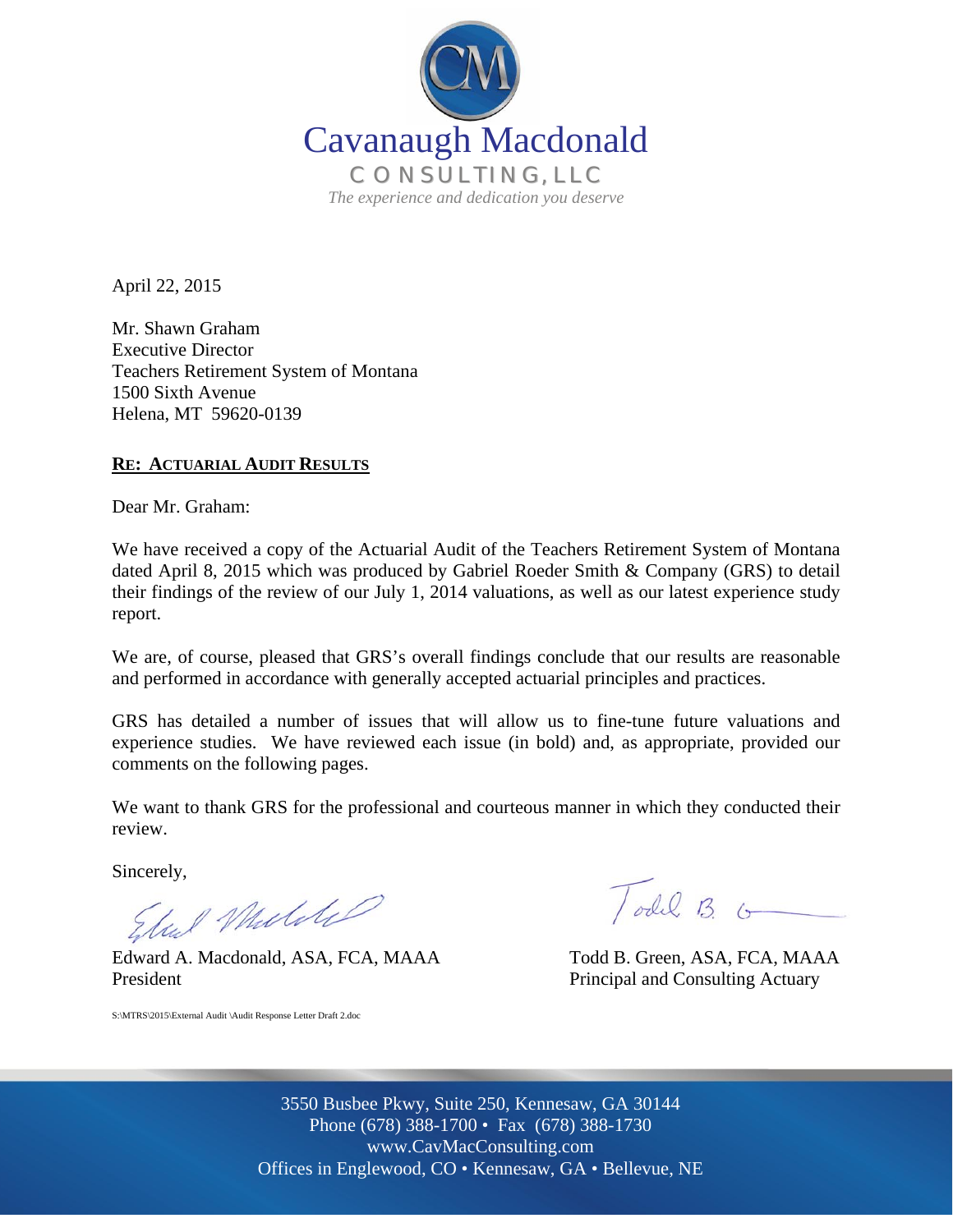Cavanaugh Macdonald

CONSULTING, LLC

*The experience and dedication you deserve*

April 22, 2015

Mr. Shawn Graham
Executive Director
Teachers Retirement System of Montana
1500 Sixth Avenue
Helena, MT 59620-0139

**RE: ACTUARIAL AUDIT RESULTS**

Dear Mr. Graham:

We have received a copy of the Actuarial Audit of the Teachers Retirement System of Montana dated April 8, 2015 which was produced by Gabriel Roeder Smith & Company (GRS) to detail their findings of the review of our July 1, 2014 valuations, as well as our latest experience study report.

We are, of course, pleased that GRS's overall findings conclude that our results are reasonable and performed in accordance with generally accepted actuarial principles and practices.

GRS has detailed a number of issues that will allow us to fine-tune future valuations and experience studies. We have reviewed each issue (in bold) and, as appropriate, provided our comments on the following pages.

We want to thank GRS for the professional and courteous manner in which they conducted their review.

Sincerely,

Edward A. Macdonald, ASA, FCA, MAAA
President

Todd B. Green, ASA, FCA, MAAA
Principal and Consulting Actuary

S:\MTRS\2015\External Audit \Audit Response Letter Draft 2.doc

3550 Busbee Pkwy, Suite 250, Kennesaw, GA 30144
Phone (678) 388-1700 • Fax (678) 388-1730
www.CavMacConsulting.com
Offices in Englewood, CO • Kennesaw, GA • Bellevue, NE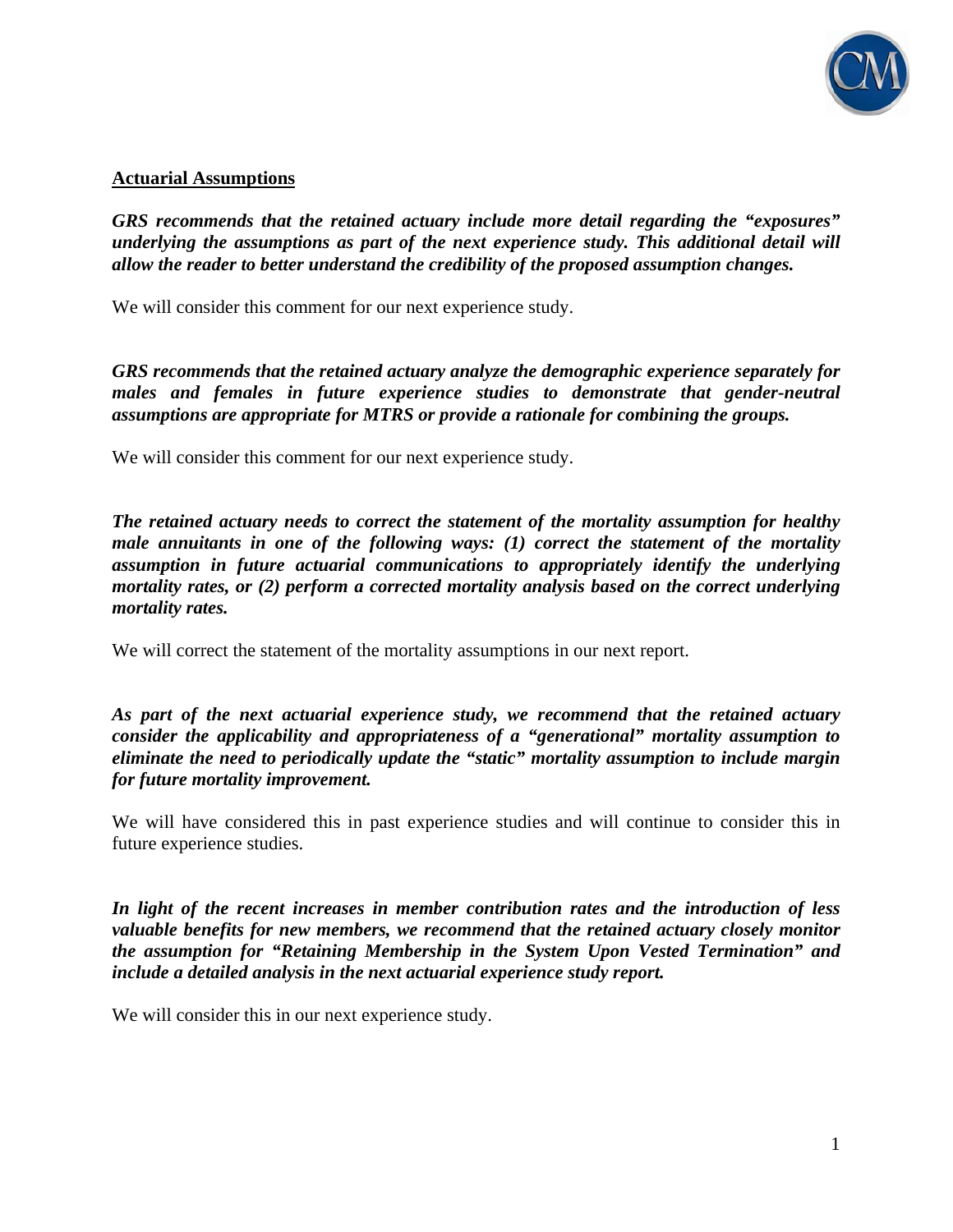## Actuarial Assumptions

***GRS recommends that the retained actuary include more detail regarding the "exposures" underlying the assumptions as part of the next experience study. This additional detail will allow the reader to better understand the credibility of the proposed assumption changes.***

We will consider this comment for our next experience study.

***GRS recommends that the retained actuary analyze the demographic experience separately for males and females in future experience studies to demonstrate that gender-neutral assumptions are appropriate for MTRS or provide a rationale for combining the groups.***

We will consider this comment for our next experience study.

***The retained actuary needs to correct the statement of the mortality assumption for healthy male annuitants in one of the following ways: (1) correct the statement of the mortality assumption in future actuarial communications to appropriately identify the underlying mortality rates, or (2) perform a corrected mortality analysis based on the correct underlying mortality rates.***

We will correct the statement of the mortality assumptions in our next report.

***As part of the next actuarial experience study, we recommend that the retained actuary consider the applicability and appropriateness of a "generational" mortality assumption to eliminate the need to periodically update the "static" mortality assumption to include margin for future mortality improvement.***

We will have considered this in past experience studies and will continue to consider this in future experience studies.

***In light of the recent increases in member contribution rates and the introduction of less valuable benefits for new members, we recommend that the retained actuary closely monitor the assumption for "Retaining Membership in the System Upon Vested Termination" and include a detailed analysis in the next actuarial experience study report.***

We will consider this in our next experience study.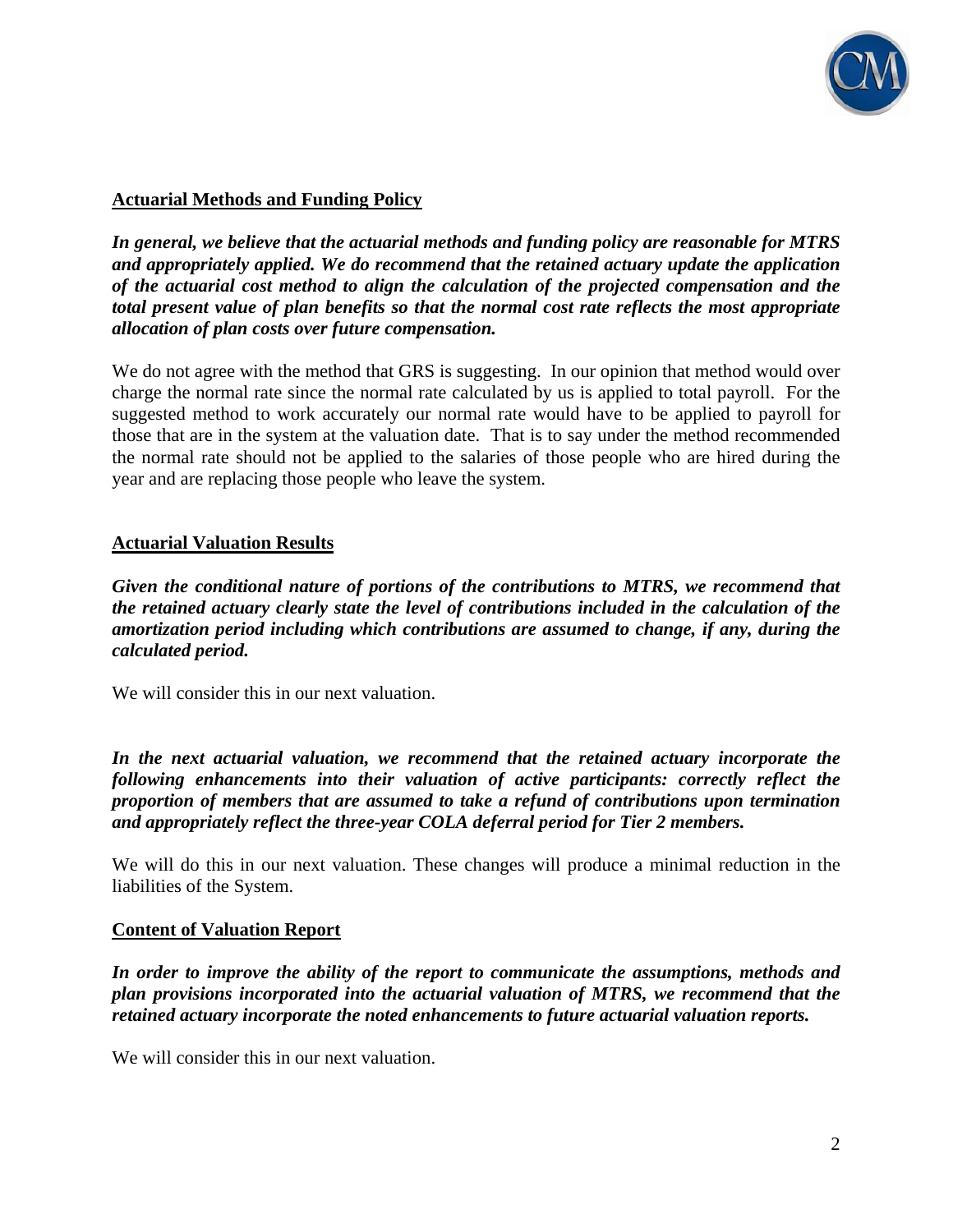**Actuarial Methods and Funding Policy**

***In general, we believe that the actuarial methods and funding policy are reasonable for MTRS and appropriately applied. We do recommend that the retained actuary update the application of the actuarial cost method to align the calculation of the projected compensation and the total present value of plan benefits so that the normal cost rate reflects the most appropriate allocation of plan costs over future compensation.***

We do not agree with the method that GRS is suggesting. In our opinion that method would over charge the normal rate since the normal rate calculated by us is applied to total payroll. For the suggested method to work accurately our normal rate would have to be applied to payroll for those that are in the system at the valuation date. That is to say under the method recommended the normal rate should not be applied to the salaries of those people who are hired during the year and are replacing those people who leave the system.

**Actuarial Valuation Results**

***Given the conditional nature of portions of the contributions to MTRS, we recommend that the retained actuary clearly state the level of contributions included in the calculation of the amortization period including which contributions are assumed to change, if any, during the calculated period.***

We will consider this in our next valuation.

***In the next actuarial valuation, we recommend that the retained actuary incorporate the following enhancements into their valuation of active participants: correctly reflect the proportion of members that are assumed to take a refund of contributions upon termination and appropriately reflect the three-year COLA deferral period for Tier 2 members.***

We will do this in our next valuation. These changes will produce a minimal reduction in the liabilities of the System.

**Content of Valuation Report**

***In order to improve the ability of the report to communicate the assumptions, methods and plan provisions incorporated into the actuarial valuation of MTRS, we recommend that the retained actuary incorporate the noted enhancements to future actuarial valuation reports.***

We will consider this in our next valuation.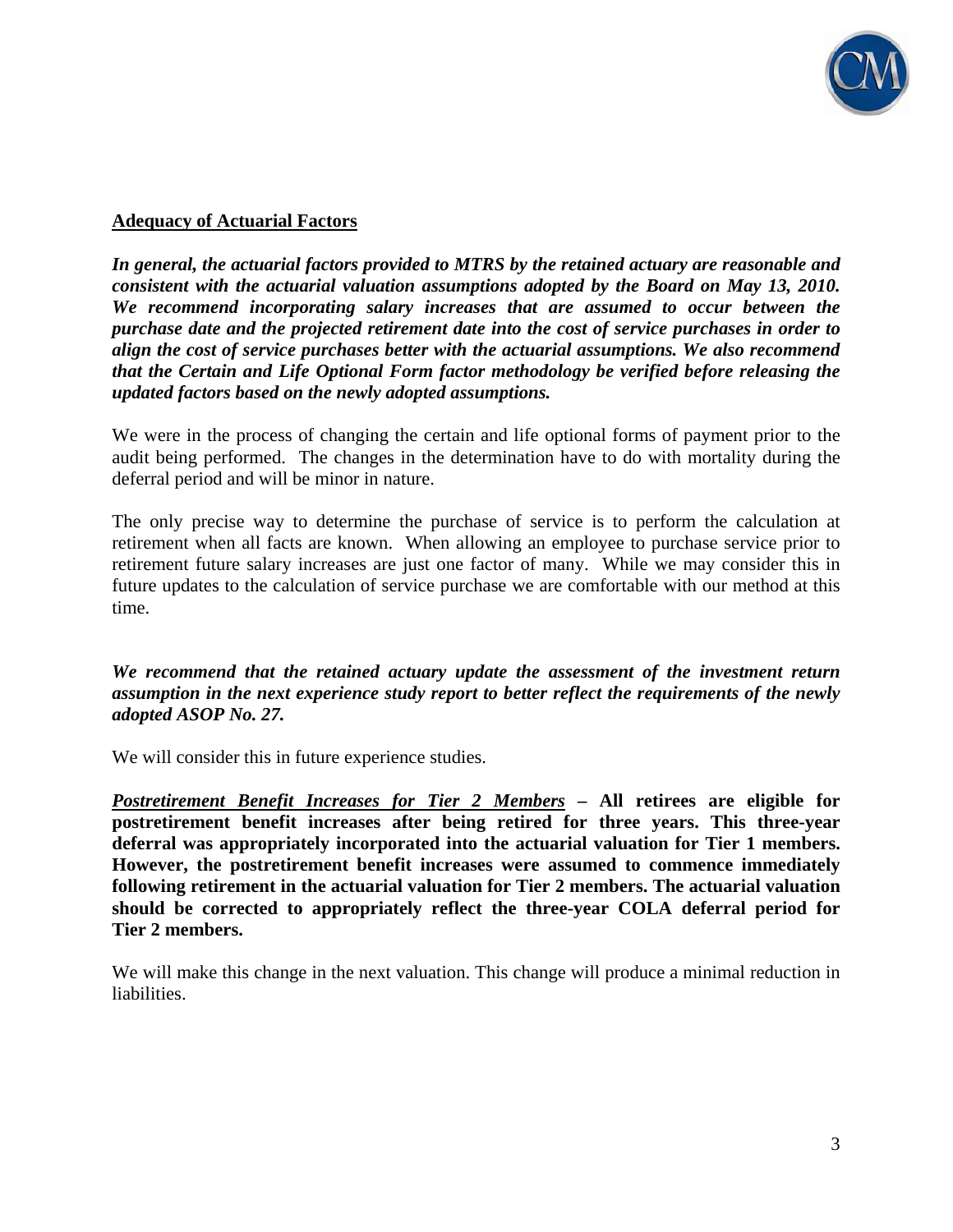**Adequacy of Actuarial Factors**

***In general, the actuarial factors provided to MTRS by the retained actuary are reasonable and consistent with the actuarial valuation assumptions adopted by the Board on May 13, 2010. We recommend incorporating salary increases that are assumed to occur between the purchase date and the projected retirement date into the cost of service purchases in order to align the cost of service purchases better with the actuarial assumptions. We also recommend that the Certain and Life Optional Form factor methodology be verified before releasing the updated factors based on the newly adopted assumptions.***

We were in the process of changing the certain and life optional forms of payment prior to the audit being performed. The changes in the determination have to do with mortality during the deferral period and will be minor in nature.

The only precise way to determine the purchase of service is to perform the calculation at retirement when all facts are known. When allowing an employee to purchase service prior to retirement future salary increases are just one factor of many. While we may consider this in future updates to the calculation of service purchase we are comfortable with our method at this time.

***We recommend that the retained actuary update the assessment of the investment return assumption in the next experience study report to better reflect the requirements of the newly adopted ASOP No. 27.***

We will consider this in future experience studies.

***Postretirement Benefit Increases for Tier 2 Members*** **– All retirees are eligible for postretirement benefit increases after being retired for three years. This three-year deferral was appropriately incorporated into the actuarial valuation for Tier 1 members. However, the postretirement benefit increases were assumed to commence immediately following retirement in the actuarial valuation for Tier 2 members. The actuarial valuation should be corrected to appropriately reflect the three-year COLA deferral period for Tier 2 members.**

We will make this change in the next valuation. This change will produce a minimal reduction in liabilities.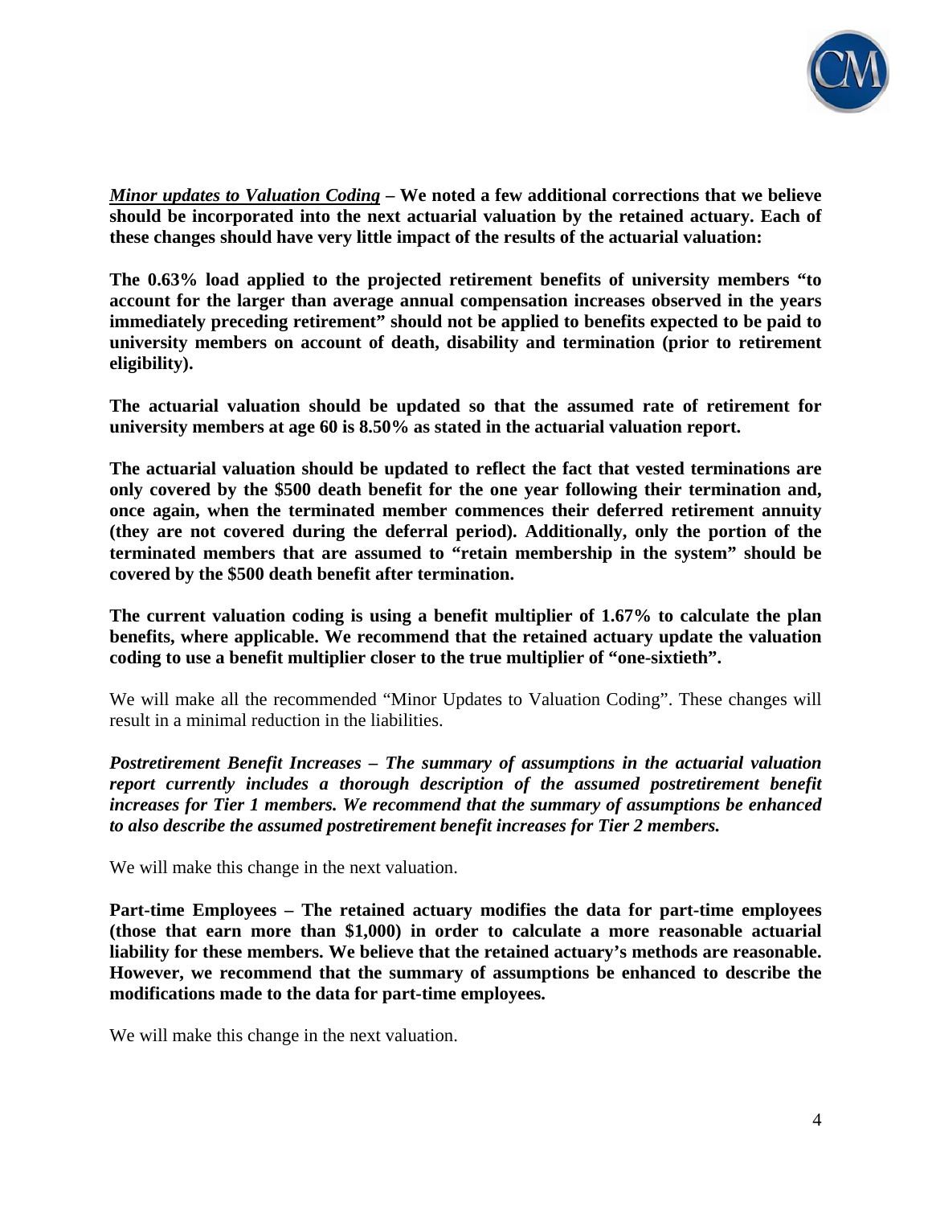***Minor updates to Valuation Coding*** **– We noted a few additional corrections that we believe should be incorporated into the next actuarial valuation by the retained actuary. Each of these changes should have very little impact of the results of the actuarial valuation:**

**The 0.63% load applied to the projected retirement benefits of university members "to account for the larger than average annual compensation increases observed in the years immediately preceding retirement" should not be applied to benefits expected to be paid to university members on account of death, disability and termination (prior to retirement eligibility).**

**The actuarial valuation should be updated so that the assumed rate of retirement for university members at age 60 is 8.50% as stated in the actuarial valuation report.**

**The actuarial valuation should be updated to reflect the fact that vested terminations are only covered by the $500 death benefit for the one year following their termination and, once again, when the terminated member commences their deferred retirement annuity (they are not covered during the deferral period). Additionally, only the portion of the terminated members that are assumed to "retain membership in the system" should be covered by the $500 death benefit after termination.**

**The current valuation coding is using a benefit multiplier of 1.67% to calculate the plan benefits, where applicable. We recommend that the retained actuary update the valuation coding to use a benefit multiplier closer to the true multiplier of "one-sixtieth".**

We will make all the recommended "Minor Updates to Valuation Coding". These changes will result in a minimal reduction in the liabilities.

***Postretirement Benefit Increases – The summary of assumptions in the actuarial valuation report currently includes a thorough description of the assumed postretirement benefit increases for Tier 1 members. We recommend that the summary of assumptions be enhanced to also describe the assumed postretirement benefit increases for Tier 2 members.***

We will make this change in the next valuation.

**Part-time Employees – The retained actuary modifies the data for part-time employees (those that earn more than $1,000) in order to calculate a more reasonable actuarial liability for these members. We believe that the retained actuary's methods are reasonable. However, we recommend that the summary of assumptions be enhanced to describe the modifications made to the data for part-time employees.**

We will make this change in the next valuation.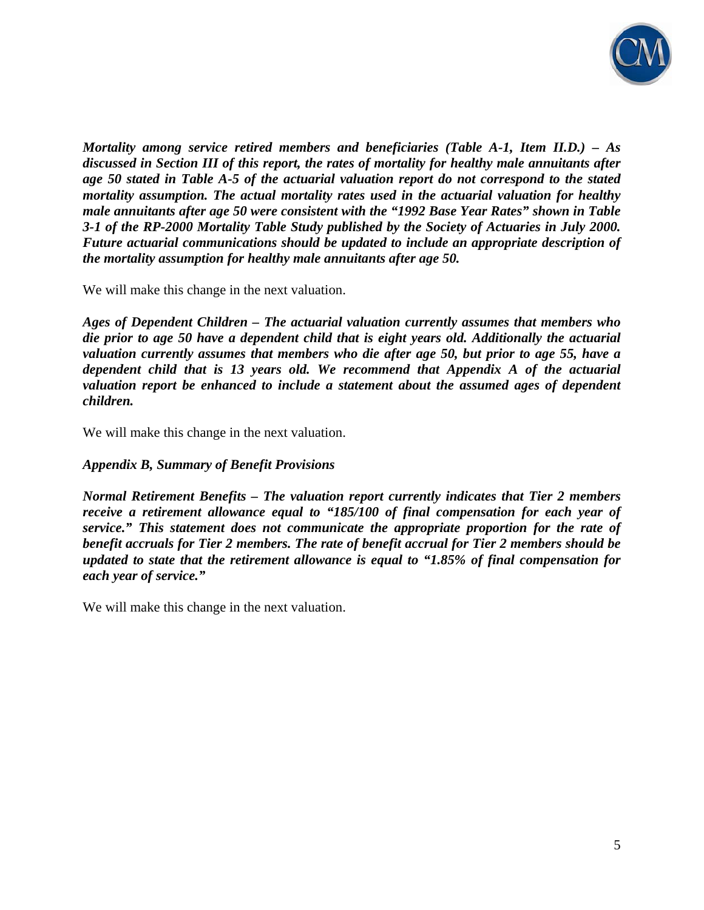***Mortality among service retired members and beneficiaries (Table A-1, Item II.D.) – As discussed in Section III of this report, the rates of mortality for healthy male annuitants after age 50 stated in Table A-5 of the actuarial valuation report do not correspond to the stated mortality assumption. The actual mortality rates used in the actuarial valuation for healthy male annuitants after age 50 were consistent with the "1992 Base Year Rates" shown in Table 3-1 of the RP-2000 Mortality Table Study published by the Society of Actuaries in July 2000. Future actuarial communications should be updated to include an appropriate description of the mortality assumption for healthy male annuitants after age 50.***

We will make this change in the next valuation.

***Ages of Dependent Children – The actuarial valuation currently assumes that members who die prior to age 50 have a dependent child that is eight years old. Additionally the actuarial valuation currently assumes that members who die after age 50, but prior to age 55, have a dependent child that is 13 years old. We recommend that Appendix A of the actuarial valuation report be enhanced to include a statement about the assumed ages of dependent children.***

We will make this change in the next valuation.

***Appendix B, Summary of Benefit Provisions***

***Normal Retirement Benefits – The valuation report currently indicates that Tier 2 members receive a retirement allowance equal to "185/100 of final compensation for each year of service." This statement does not communicate the appropriate proportion for the rate of benefit accruals for Tier 2 members. The rate of benefit accrual for Tier 2 members should be updated to state that the retirement allowance is equal to "1.85% of final compensation for each year of service."***

We will make this change in the next valuation.